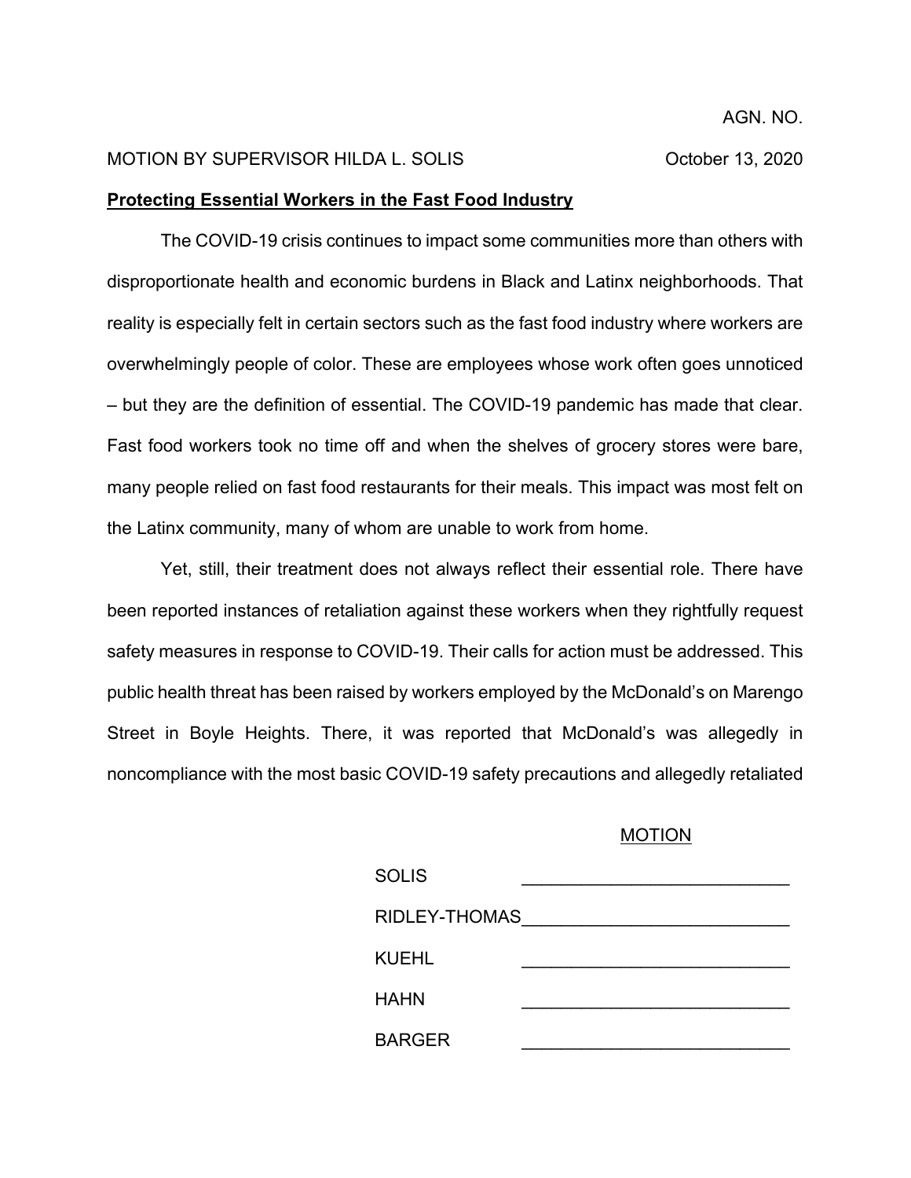AGN. NO.

MOTION BY SUPERVISOR HILDA L. SOLIS October 13, 2020

**Protecting Essential Workers in the Fast Food Industry**

The COVID-19 crisis continues to impact some communities more than others with disproportionate health and economic burdens in Black and Latinx neighborhoods. That reality is especially felt in certain sectors such as the fast food industry where workers are overwhelmingly people of color. These are employees whose work often goes unnoticed – but they are the definition of essential. The COVID-19 pandemic has made that clear. Fast food workers took no time off and when the shelves of grocery stores were bare, many people relied on fast food restaurants for their meals. This impact was most felt on the Latinx community, many of whom are unable to work from home.

Yet, still, their treatment does not always reflect their essential role. There have been reported instances of retaliation against these workers when they rightfully request safety measures in response to COVID-19. Their calls for action must be addressed. This public health threat has been raised by workers employed by the McDonald's on Marengo Street in Boyle Heights. There, it was reported that McDonald's was allegedly in noncompliance with the most basic COVID-19 safety precautions and allegedly retaliated

MOTION

| | |
|---|---|
| SOLIS | ___________________________ |
| RIDLEY-THOMAS | ___________________________ |
| KUEHL | ___________________________ |
| HAHN | ___________________________ |
| BARGER | ___________________________ |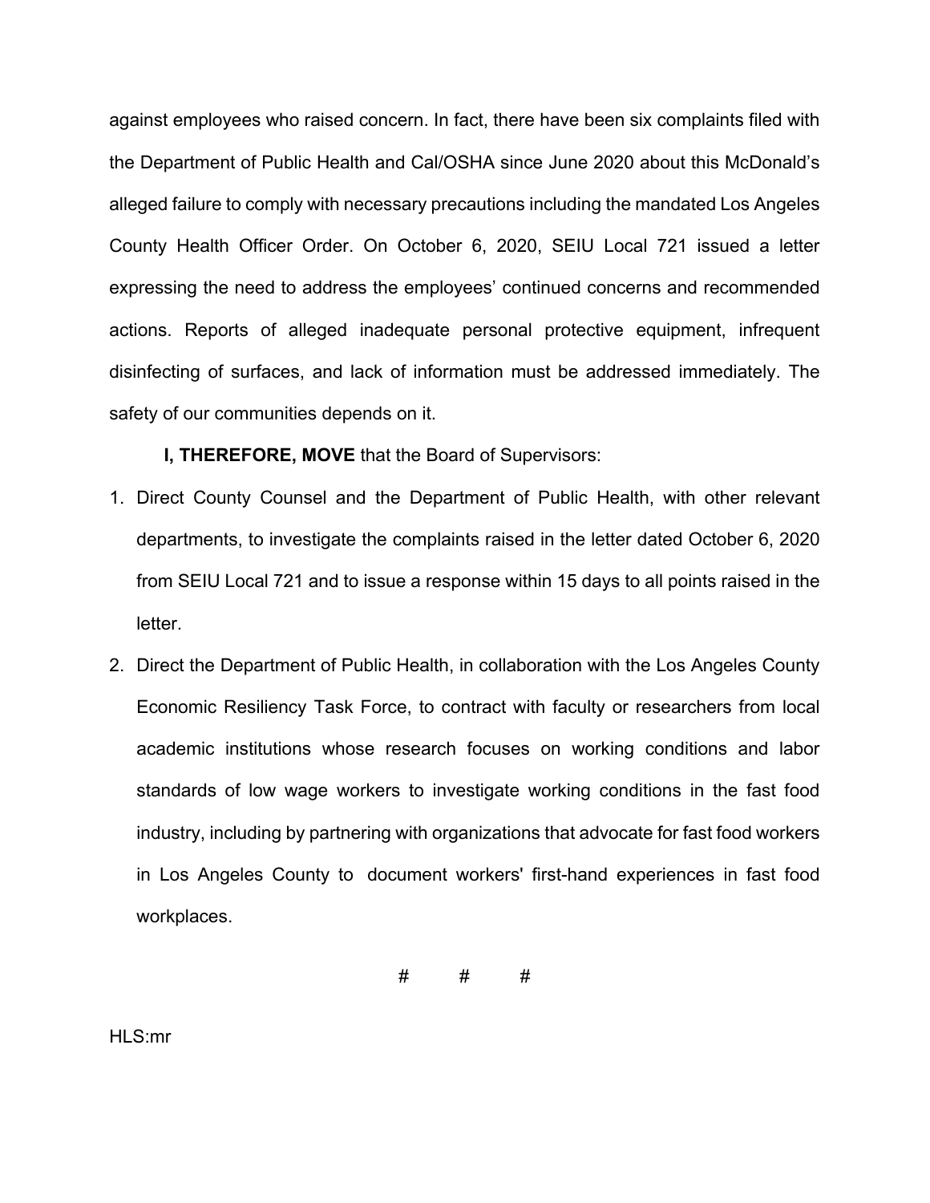against employees who raised concern. In fact, there have been six complaints filed with the Department of Public Health and Cal/OSHA since June 2020 about this McDonald's alleged failure to comply with necessary precautions including the mandated Los Angeles County Health Officer Order. On October 6, 2020, SEIU Local 721 issued a letter expressing the need to address the employees' continued concerns and recommended actions. Reports of alleged inadequate personal protective equipment, infrequent disinfecting of surfaces, and lack of information must be addressed immediately. The safety of our communities depends on it.

**I, THEREFORE, MOVE** that the Board of Supervisors:

1. Direct County Counsel and the Department of Public Health, with other relevant departments, to investigate the complaints raised in the letter dated October 6, 2020 from SEIU Local 721 and to issue a response within 15 days to all points raised in the letter.
2. Direct the Department of Public Health, in collaboration with the Los Angeles County Economic Resiliency Task Force, to contract with faculty or researchers from local academic institutions whose research focuses on working conditions and labor standards of low wage workers to investigate working conditions in the fast food industry, including by partnering with organizations that advocate for fast food workers in Los Angeles County to document workers' first-hand experiences in fast food workplaces.

# # #

HLS:mr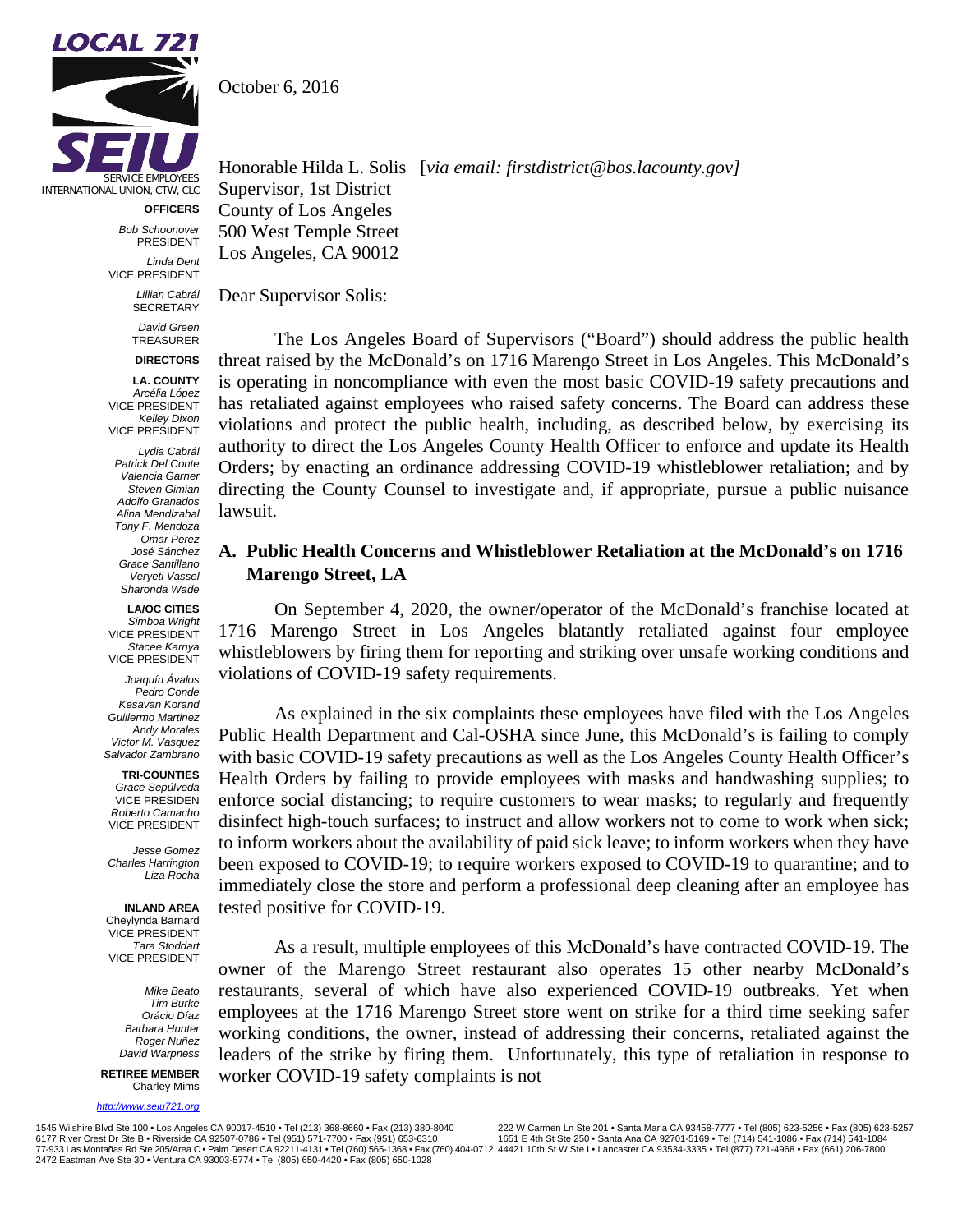October 6, 2016

Honorable Hilda L. Solis [*via email: firstdistrict@bos.lacounty.gov]*
Supervisor, 1st District
County of Los Angeles
500 West Temple Street
Los Angeles, CA 90012

Dear Supervisor Solis:

The Los Angeles Board of Supervisors ("Board") should address the public health threat raised by the McDonald's on 1716 Marengo Street in Los Angeles. This McDonald's is operating in noncompliance with even the most basic COVID-19 safety precautions and has retaliated against employees who raised safety concerns. The Board can address these violations and protect the public health, including, as described below, by exercising its authority to direct the Los Angeles County Health Officer to enforce and update its Health Orders; by enacting an ordinance addressing COVID-19 whistleblower retaliation; and by directing the County Counsel to investigate and, if appropriate, pursue a public nuisance lawsuit.

## A. Public Health Concerns and Whistleblower Retaliation at the McDonald's on 1716 Marengo Street, LA

On September 4, 2020, the owner/operator of the McDonald's franchise located at 1716 Marengo Street in Los Angeles blatantly retaliated against four employee whistleblowers by firing them for reporting and striking over unsafe working conditions and violations of COVID-19 safety requirements.

As explained in the six complaints these employees have filed with the Los Angeles Public Health Department and Cal-OSHA since June, this McDonald's is failing to comply with basic COVID-19 safety precautions as well as the Los Angeles County Health Officer's Health Orders by failing to provide employees with masks and handwashing supplies; to enforce social distancing; to require customers to wear masks; to regularly and frequently disinfect high-touch surfaces; to instruct and allow workers not to come to work when sick; to inform workers about the availability of paid sick leave; to inform workers when they have been exposed to COVID-19; to require workers exposed to COVID-19 to quarantine; and to immediately close the store and perform a professional deep cleaning after an employee has tested positive for COVID-19.

As a result, multiple employees of this McDonald's have contracted COVID-19. The owner of the Marengo Street restaurant also operates 15 other nearby McDonald's restaurants, several of which have also experienced COVID-19 outbreaks. Yet when employees at the 1716 Marengo Street store went on strike for a third time seeking safer working conditions, the owner, instead of addressing their concerns, retaliated against the leaders of the strike by firing them. Unfortunately, this type of retaliation in response to worker COVID-19 safety complaints is not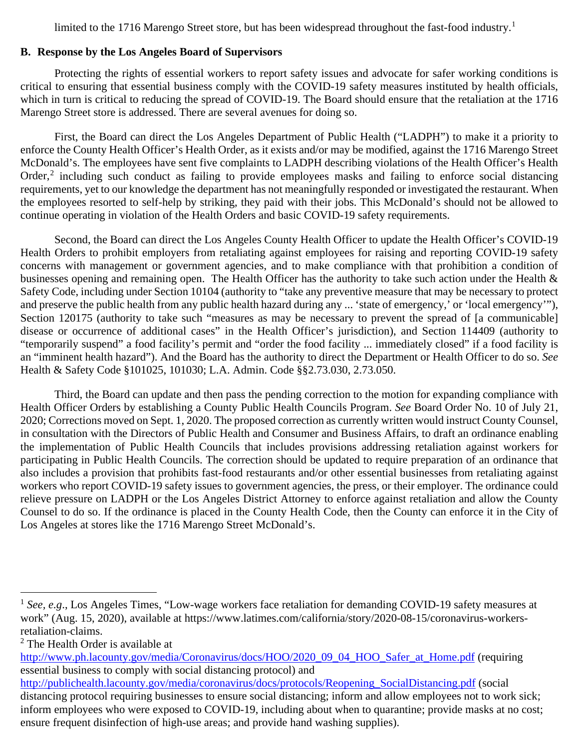limited to the 1716 Marengo Street store, but has been widespread throughout the fast-food industry.[1]

## B. Response by the Los Angeles Board of Supervisors

Protecting the rights of essential workers to report safety issues and advocate for safer working conditions is critical to ensuring that essential business comply with the COVID-19 safety measures instituted by health officials, which in turn is critical to reducing the spread of COVID-19. The Board should ensure that the retaliation at the 1716 Marengo Street store is addressed. There are several avenues for doing so.

First, the Board can direct the Los Angeles Department of Public Health ("LADPH") to make it a priority to enforce the County Health Officer's Health Order, as it exists and/or may be modified, against the 1716 Marengo Street McDonald's. The employees have sent five complaints to LADPH describing violations of the Health Officer's Health Order,[2] including such conduct as failing to provide employees masks and failing to enforce social distancing requirements, yet to our knowledge the department has not meaningfully responded or investigated the restaurant. When the employees resorted to self-help by striking, they paid with their jobs. This McDonald's should not be allowed to continue operating in violation of the Health Orders and basic COVID-19 safety requirements.

Second, the Board can direct the Los Angeles County Health Officer to update the Health Officer's COVID-19 Health Orders to prohibit employers from retaliating against employees for raising and reporting COVID-19 safety concerns with management or government agencies, and to make compliance with that prohibition a condition of businesses opening and remaining open. The Health Officer has the authority to take such action under the Health & Safety Code, including under Section 10104 (authority to "take any preventive measure that may be necessary to protect and preserve the public health from any public health hazard during any ... 'state of emergency,' or 'local emergency'"), Section 120175 (authority to take such "measures as may be necessary to prevent the spread of [a communicable] disease or occurrence of additional cases" in the Health Officer's jurisdiction), and Section 114409 (authority to "temporarily suspend" a food facility's permit and "order the food facility ... immediately closed" if a food facility is an "imminent health hazard"). And the Board has the authority to direct the Department or Health Officer to do so. *See* Health & Safety Code §101025, 101030; L.A. Admin. Code §§2.73.030, 2.73.050.

Third, the Board can update and then pass the pending correction to the motion for expanding compliance with Health Officer Orders by establishing a County Public Health Councils Program. *See* Board Order No. 10 of July 21, 2020; Corrections moved on Sept. 1, 2020. The proposed correction as currently written would instruct County Counsel, in consultation with the Directors of Public Health and Consumer and Business Affairs, to draft an ordinance enabling the implementation of Public Health Councils that includes provisions addressing retaliation against workers for participating in Public Health Councils. The correction should be updated to require preparation of an ordinance that also includes a provision that prohibits fast-food restaurants and/or other essential businesses from retaliating against workers who report COVID-19 safety issues to government agencies, the press, or their employer. The ordinance could relieve pressure on LADPH or the Los Angeles District Attorney to enforce against retaliation and allow the County Counsel to do so. If the ordinance is placed in the County Health Code, then the County can enforce it in the City of Los Angeles at stores like the 1716 Marengo Street McDonald's.

---

[1] *See*, *e.g*., Los Angeles Times, "Low-wage workers face retaliation for demanding COVID-19 safety measures at work" (Aug. 15, 2020), available at https://www.latimes.com/california/story/2020-08-15/coronavirus-workers-retaliation-claims.

[2] The Health Order is available at http://www.ph.lacounty.gov/media/Coronavirus/docs/HOO/2020_09_04_HOO_Safer_at_Home.pdf (requiring essential business to comply with social distancing protocol) and http://publichealth.lacounty.gov/media/coronavirus/docs/protocols/Reopening_SocialDistancing.pdf (social distancing protocol requiring businesses to ensure social distancing; inform and allow employees not to work sick; inform employees who were exposed to COVID-19, including about when to quarantine; provide masks at no cost; ensure frequent disinfection of high-use areas; and provide hand washing supplies).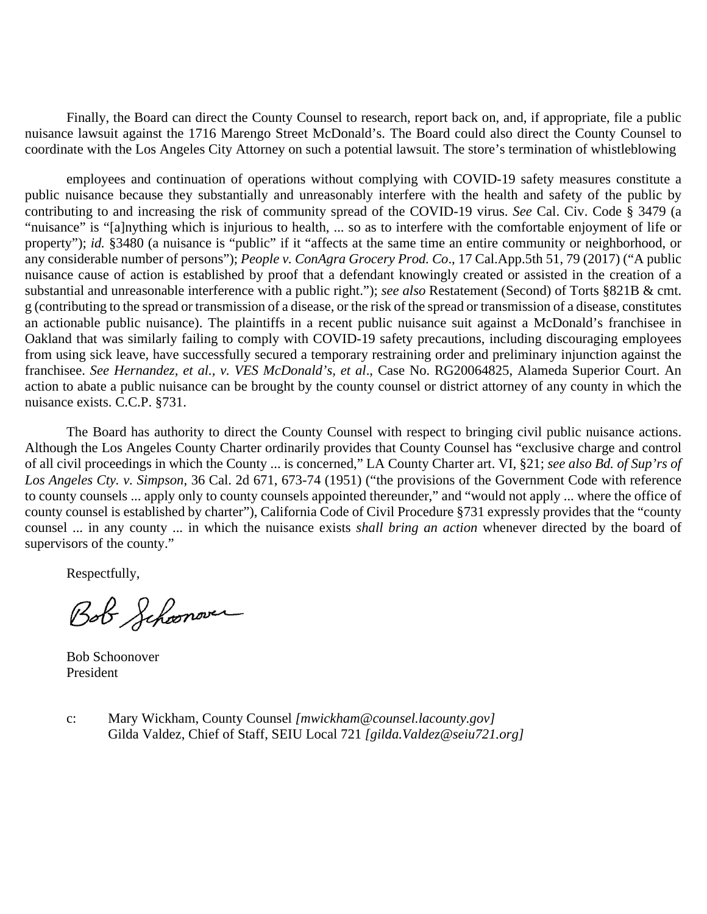Finally, the Board can direct the County Counsel to research, report back on, and, if appropriate, file a public nuisance lawsuit against the 1716 Marengo Street McDonald's. The Board could also direct the County Counsel to coordinate with the Los Angeles City Attorney on such a potential lawsuit. The store's termination of whistleblowing

employees and continuation of operations without complying with COVID-19 safety measures constitute a public nuisance because they substantially and unreasonably interfere with the health and safety of the public by contributing to and increasing the risk of community spread of the COVID-19 virus. *See* Cal. Civ. Code § 3479 (a "nuisance" is "[a]nything which is injurious to health, ... so as to interfere with the comfortable enjoyment of life or property"); *id.* §3480 (a nuisance is "public" if it "affects at the same time an entire community or neighborhood, or any considerable number of persons"); *People v. ConAgra Grocery Prod. Co*., 17 Cal.App.5th 51, 79 (2017) ("A public nuisance cause of action is established by proof that a defendant knowingly created or assisted in the creation of a substantial and unreasonable interference with a public right."); *see also* Restatement (Second) of Torts §821B & cmt. g (contributing to the spread or transmission of a disease, or the risk of the spread or transmission of a disease, constitutes an actionable public nuisance). The plaintiffs in a recent public nuisance suit against a McDonald's franchisee in Oakland that was similarly failing to comply with COVID-19 safety precautions, including discouraging employees from using sick leave, have successfully secured a temporary restraining order and preliminary injunction against the franchisee. *See Hernandez, et al., v. VES McDonald's, et al*., Case No. RG20064825, Alameda Superior Court. An action to abate a public nuisance can be brought by the county counsel or district attorney of any county in which the nuisance exists. C.C.P. §731.

The Board has authority to direct the County Counsel with respect to bringing civil public nuisance actions. Although the Los Angeles County Charter ordinarily provides that County Counsel has "exclusive charge and control of all civil proceedings in which the County ... is concerned," LA County Charter art. VI, §21; *see also Bd. of Sup'rs of Los Angeles Cty. v. Simpson*, 36 Cal. 2d 671, 673-74 (1951) ("the provisions of the Government Code with reference to county counsels ... apply only to county counsels appointed thereunder," and "would not apply ... where the office of county counsel is established by charter"), California Code of Civil Procedure §731 expressly provides that the "county counsel ... in any county ... in which the nuisance exists *shall bring an action* whenever directed by the board of supervisors of the county."

Respectfully,

Bob Schoonover

Bob Schoonover
President

c: Mary Wickham, County Counsel *[mwickham@counsel.lacounty.gov]*
Gilda Valdez, Chief of Staff, SEIU Local 721 *[gilda.Valdez@seiu721.org]*